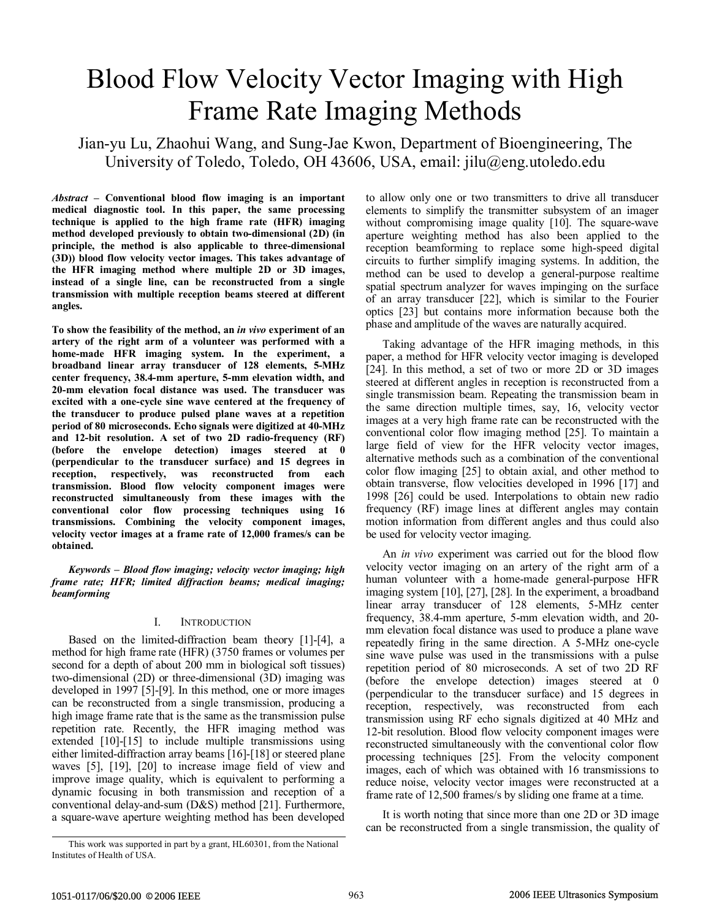# Blood Flow Velocity Vector Imaging with High Frame Rate Imaging Methods

Jian-yu Lu, Zhaohui Wang, and Sung-Jae Kwon, Department of Bioengineering, The University of Toledo, Toledo, OH 43606, USA, email: jilu@eng.utoledo.edu

***Abstract*** **– Conventional blood flow imaging is an important medical diagnostic tool. In this paper, the same processing technique is applied to the high frame rate (HFR) imaging method developed previously to obtain two-dimensional (2D) (in principle, the method is also applicable to three-dimensional (3D)) blood flow velocity vector images. This takes advantage of the HFR imaging method where multiple 2D or 3D images, instead of a single line, can be reconstructed from a single transmission with multiple reception beams steered at different angles.**

**To show the feasibility of the method, an *in vivo* experiment of an artery of the right arm of a volunteer was performed with a home-made HFR imaging system. In the experiment, a broadband linear array transducer of 128 elements, 5-MHz center frequency, 38.4-mm aperture, 5-mm elevation width, and 20-mm elevation focal distance was used. The transducer was excited with a one-cycle sine wave centered at the frequency of the transducer to produce pulsed plane waves at a repetition period of 80 microseconds. Echo signals were digitized at 40-MHz and 12-bit resolution. A set of two 2D radio-frequency (RF) (before the envelope detection) images steered at 0 (perpendicular to the transducer surface) and 15 degrees in reception, respectively, was reconstructed from each transmission. Blood flow velocity component images were reconstructed simultaneously from these images with the conventional color flow processing techniques using 16 transmissions. Combining the velocity component images, velocity vector images at a frame rate of 12,000 frames/s can be obtained.**

***Keywords – Blood flow imaging; velocity vector imaging; high frame rate; HFR; limited diffraction beams; medical imaging; beamforming***

## I. Introduction

Based on the limited-diffraction beam theory [1]-[4], a method for high frame rate (HFR) (3750 frames or volumes per second for a depth of about 200 mm in biological soft tissues) two-dimensional (2D) or three-dimensional (3D) imaging was developed in 1997 [5]-[9]. In this method, one or more images can be reconstructed from a single transmission, producing a high image frame rate that is the same as the transmission pulse repetition rate. Recently, the HFR imaging method was extended [10]-[15] to include multiple transmissions using either limited-diffraction array beams [16]-[18] or steered plane waves [5], [19], [20] to increase image field of view and improve image quality, which is equivalent to performing a dynamic focusing in both transmission and reception of a conventional delay-and-sum (D&S) method [21]. Furthermore, a square-wave aperture weighting method has been developed to allow only one or two transmitters to drive all transducer elements to simplify the transmitter subsystem of an imager without compromising image quality [10]. The square-wave aperture weighting method has also been applied to the reception beamforming to replace some high-speed digital circuits to further simplify imaging systems. In addition, the method can be used to develop a general-purpose realtime spatial spectrum analyzer for waves impinging on the surface of an array transducer [22], which is similar to the Fourier optics [23] but contains more information because both the phase and amplitude of the waves are naturally acquired.

Taking advantage of the HFR imaging methods, in this paper, a method for HFR velocity vector imaging is developed [24]. In this method, a set of two or more 2D or 3D images steered at different angles in reception is reconstructed from a single transmission beam. Repeating the transmission beam in the same direction multiple times, say, 16, velocity vector images at a very high frame rate can be reconstructed with the conventional color flow imaging method [25]. To maintain a large field of view for the HFR velocity vector images, alternative methods such as a combination of the conventional color flow imaging [25] to obtain axial, and other method to obtain transverse, flow velocities developed in 1996 [17] and 1998 [26] could be used. Interpolations to obtain new radio frequency (RF) image lines at different angles may contain motion information from different angles and thus could also be used for velocity vector imaging.

An *in vivo* experiment was carried out for the blood flow velocity vector imaging on an artery of the right arm of a human volunteer with a home-made general-purpose HFR imaging system [10], [27], [28]. In the experiment, a broadband linear array transducer of 128 elements, 5-MHz center frequency, 38.4-mm aperture, 5-mm elevation width, and 20-mm elevation focal distance was used to produce a plane wave repeatedly firing in the same direction. A 5-MHz one-cycle sine wave pulse was used in the transmissions with a pulse repetition period of 80 microseconds. A set of two 2D RF (before the envelope detection) images steered at 0 (perpendicular to the transducer surface) and 15 degrees in reception, respectively, was reconstructed from each transmission using RF echo signals digitized at 40 MHz and 12-bit resolution. Blood flow velocity component images were reconstructed simultaneously with the conventional color flow processing techniques [25]. From the velocity component images, each of which was obtained with 16 transmissions to reduce noise, velocity vector images were reconstructed at a frame rate of 12,500 frames/s by sliding one frame at a time.

It is worth noting that since more than one 2D or 3D image can be reconstructed from a single transmission, the quality of

This work was supported in part by a grant, HL60301, from the National Institutes of Health of USA.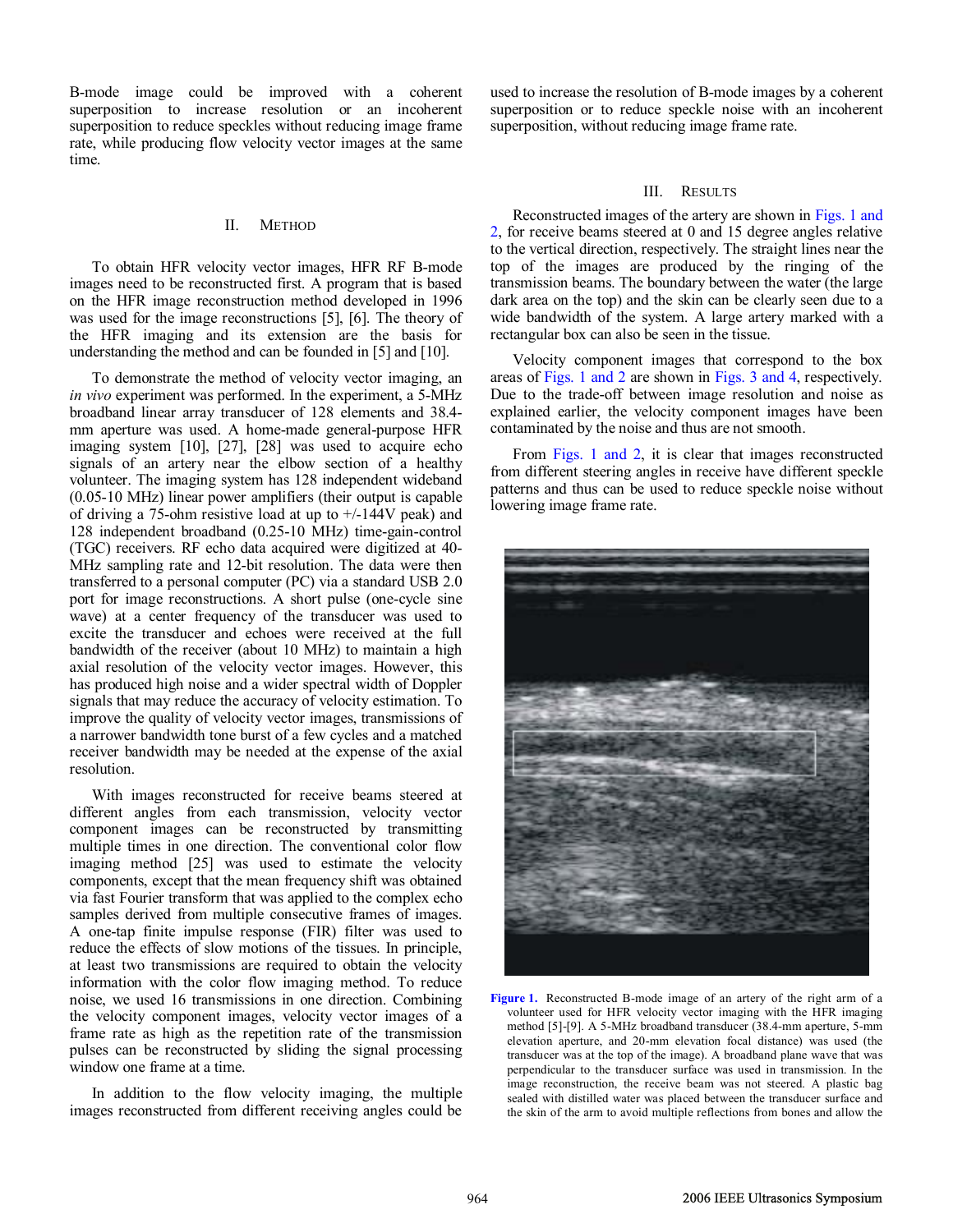B-mode image could be improved with a coherent superposition to increase resolution or an incoherent superposition to reduce speckles without reducing image frame rate, while producing flow velocity vector images at the same time.

## II. Method

To obtain HFR velocity vector images, HFR RF B-mode images need to be reconstructed first. A program that is based on the HFR image reconstruction method developed in 1996 was used for the image reconstructions [5], [6]. The theory of the HFR imaging and its extension are the basis for understanding the method and can be founded in [5] and [10].

To demonstrate the method of velocity vector imaging, an *in vivo* experiment was performed. In the experiment, a 5-MHz broadband linear array transducer of 128 elements and 38.4-mm aperture was used. A home-made general-purpose HFR imaging system [10], [27], [28] was used to acquire echo signals of an artery near the elbow section of a healthy volunteer. The imaging system has 128 independent wideband (0.05-10 MHz) linear power amplifiers (their output is capable of driving a 75-ohm resistive load at up to +/-144V peak) and 128 independent broadband (0.25-10 MHz) time-gain-control (TGC) receivers. RF echo data acquired were digitized at 40-MHz sampling rate and 12-bit resolution. The data were then transferred to a personal computer (PC) via a standard USB 2.0 port for image reconstructions. A short pulse (one-cycle sine wave) at a center frequency of the transducer was used to excite the transducer and echoes were received at the full bandwidth of the receiver (about 10 MHz) to maintain a high axial resolution of the velocity vector images. However, this has produced high noise and a wider spectral width of Doppler signals that may reduce the accuracy of velocity estimation. To improve the quality of velocity vector images, transmissions of a narrower bandwidth tone burst of a few cycles and a matched receiver bandwidth may be needed at the expense of the axial resolution.

With images reconstructed for receive beams steered at different angles from each transmission, velocity vector component images can be reconstructed by transmitting multiple times in one direction. The conventional color flow imaging method [25] was used to estimate the velocity components, except that the mean frequency shift was obtained via fast Fourier transform that was applied to the complex echo samples derived from multiple consecutive frames of images. A one-tap finite impulse response (FIR) filter was used to reduce the effects of slow motions of the tissues. In principle, at least two transmissions are required to obtain the velocity information with the color flow imaging method. To reduce noise, we used 16 transmissions in one direction. Combining the velocity component images, velocity vector images of a frame rate as high as the repetition rate of the transmission pulses can be reconstructed by sliding the signal processing window one frame at a time.

In addition to the flow velocity imaging, the multiple images reconstructed from different receiving angles could be used to increase the resolution of B-mode images by a coherent superposition or to reduce speckle noise with an incoherent superposition, without reducing image frame rate.

## III. Results

Reconstructed images of the artery are shown in Figs. 1 and 2, for receive beams steered at 0 and 15 degree angles relative to the vertical direction, respectively. The straight lines near the top of the images are produced by the ringing of the transmission beams. The boundary between the water (the large dark area on the top) and the skin can be clearly seen due to a wide bandwidth of the system. A large artery marked with a rectangular box can also be seen in the tissue.

Velocity component images that correspond to the box areas of Figs. 1 and 2 are shown in Figs. 3 and 4, respectively. Due to the trade-off between image resolution and noise as explained earlier, the velocity component images have been contaminated by the noise and thus are not smooth.

From Figs. 1 and 2, it is clear that images reconstructed from different steering angles in receive have different speckle patterns and thus can be used to reduce speckle noise without lowering image frame rate.

**Figure 1.** Reconstructed B-mode image of an artery of the right arm of a volunteer used for HFR velocity vector imaging with the HFR imaging method [5]-[9]. A 5-MHz broadband transducer (38.4-mm aperture, 5-mm elevation aperture, and 20-mm elevation focal distance) was used (the transducer was at the top of the image). A broadband plane wave that was perpendicular to the transducer surface was used in transmission. In the image reconstruction, the receive beam was not steered. A plastic bag sealed with distilled water was placed between the transducer surface and the skin of the arm to avoid multiple reflections from bones and allow the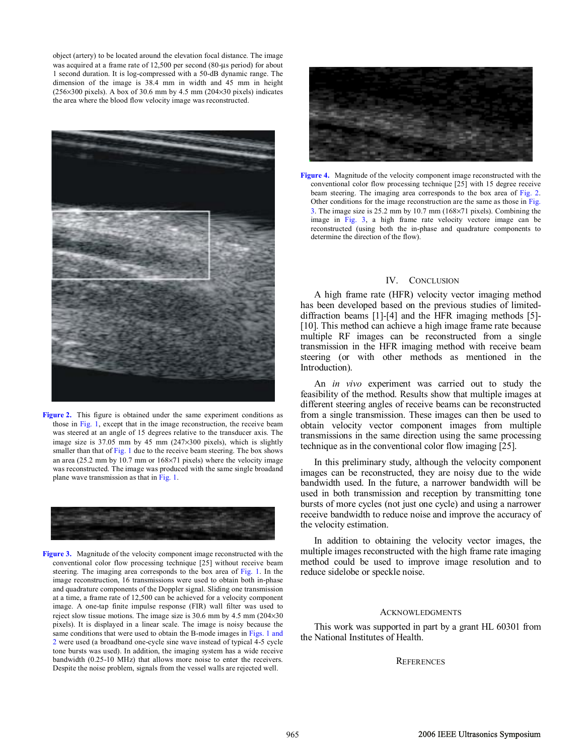object (artery) to be located around the elevation focal distance. The image was acquired at a frame rate of 12,500 per second (80-μs period) for about 1 second duration. It is log-compressed with a 50-dB dynamic range. The dimension of the image is 38.4 mm in width and 45 mm in height (256×300 pixels). A box of 30.6 mm by 4.5 mm (204×30 pixels) indicates the area where the blood flow velocity image was reconstructed.

**Figure 2.** This figure is obtained under the same experiment conditions as those in Fig. 1, except that in the image reconstruction, the receive beam was steered at an angle of 15 degrees relative to the transducer axis. The image size is 37.05 mm by 45 mm (247×300 pixels), which is slightly smaller than that of Fig. 1 due to the receive beam steering. The box shows an area (25.2 mm by 10.7 mm or 168×71 pixels) where the velocity image was reconstructed. The image was produced with the same single broadand plane wave transmission as that in Fig. 1.

**Figure 3.** Magnitude of the velocity component image reconstructed with the conventional color flow processing technique [25] without receive beam steering. The imaging area corresponds to the box area of Fig. 1. In the image reconstruction, 16 transmissions were used to obtain both in-phase and quadrature components of the Doppler signal. Sliding one transmission at a time, a frame rate of 12,500 can be achieved for a velocity component image. A one-tap finite impulse response (FIR) wall filter was used to reject slow tissue motions. The image size is 30.6 mm by 4.5 mm (204×30 pixels). It is displayed in a linear scale. The image is noisy because the same conditions that were used to obtain the B-mode images in Figs. 1 and 2 were used (a broadband one-cycle sine wave instead of typical 4-5 cycle tone bursts was used). In addition, the imaging system has a wide receive bandwidth (0.25-10 MHz) that allows more noise to enter the receivers. Despite the noise problem, signals from the vessel walls are rejected well.

**Figure 4.** Magnitude of the velocity component image reconstructed with the conventional color flow processing technique [25] with 15 degree receive beam steering. The imaging area corresponds to the box area of Fig. 2. Other conditions for the image reconstruction are the same as those in Fig. 3. The image size is 25.2 mm by 10.7 mm (168×71 pixels). Combining the image in Fig. 3, a high frame rate velocity vectore image can be reconstructed (using both the in-phase and quadrature components to determine the direction of the flow).

## IV. Conclusion

A high frame rate (HFR) velocity vector imaging method has been developed based on the previous studies of limited-diffraction beams [1]-[4] and the HFR imaging methods [5]-[10]. This method can achieve a high image frame rate because multiple RF images can be reconstructed from a single transmission in the HFR imaging method with receive beam steering (or with other methods as mentioned in the Introduction).

An *in vivo* experiment was carried out to study the feasibility of the method. Results show that multiple images at different steering angles of receive beams can be reconstructed from a single transmission. These images can then be used to obtain velocity vector component images from multiple transmissions in the same direction using the same processing technique as in the conventional color flow imaging [25].

In this preliminary study, although the velocity component images can be reconstructed, they are noisy due to the wide bandwidth used. In the future, a narrower bandwidth will be used in both transmission and reception by transmitting tone bursts of more cycles (not just one cycle) and using a narrower receive bandwidth to reduce noise and improve the accuracy of the velocity estimation.

In addition to obtaining the velocity vector images, the multiple images reconstructed with the high frame rate imaging method could be used to improve image resolution and to reduce sidelobe or speckle noise.

## Acknowledgments

This work was supported in part by a grant HL 60301 from the National Institutes of Health.

## References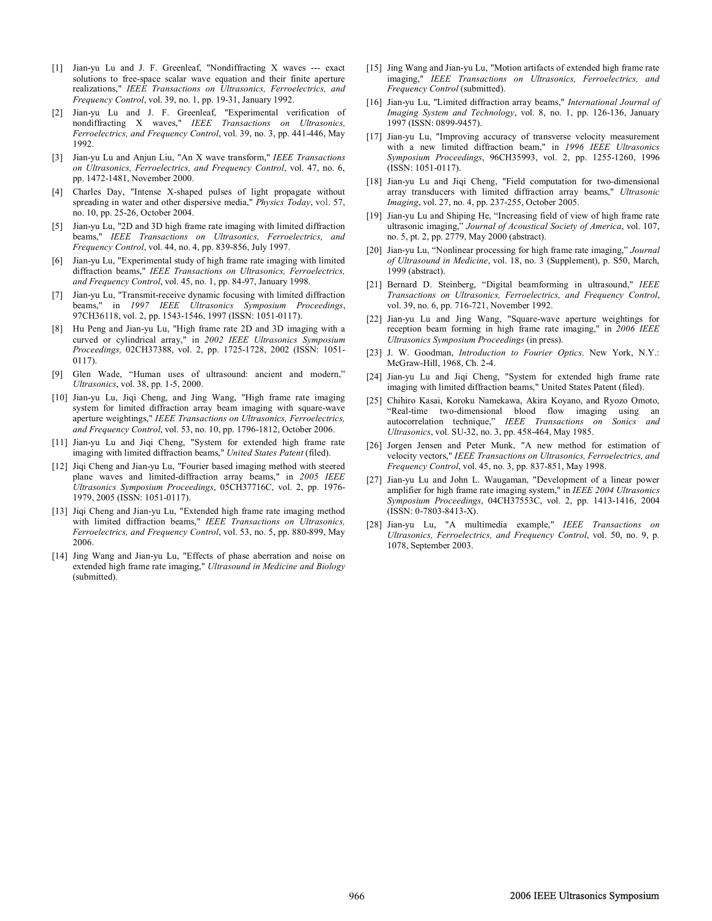[1] Jian-yu Lu and J. F. Greenleaf, "Nondiffracting X waves --- exact solutions to free-space scalar wave equation and their finite aperture realizations," *IEEE Transactions on Ultrasonics, Ferroelectrics, and Frequency Control*, vol. 39, no. 1, pp. 19-31, January 1992.

[2] Jian-yu Lu and J. F. Greenleaf, "Experimental verification of nondiffracting X waves," *IEEE Transactions on Ultrasonics, Ferroelectrics, and Frequency Control*, vol. 39, no. 3, pp. 441-446, May 1992.

[3] Jian-yu Lu and Anjun Liu, "An X wave transform," *IEEE Transactions on Ultrasonics, Ferroelectrics, and Frequency Control*, vol. 47, no. 6, pp. 1472-1481, November 2000.

[4] Charles Day, "Intense X-shaped pulses of light propagate without spreading in water and other dispersive media," *Physics Today*, vol. 57, no. 10, pp. 25-26, October 2004.

[5] Jian-yu Lu, "2D and 3D high frame rate imaging with limited diffraction beams," *IEEE Transactions on Ultrasonics, Ferroelectrics, and Frequency Control*, vol. 44, no. 4, pp. 839-856, July 1997.

[6] Jian-yu Lu, "Experimental study of high frame rate imaging with limited diffraction beams," *IEEE Transactions on Ultrasonics, Ferroelectrics, and Frequency Control*, vol. 45, no. 1, pp. 84-97, January 1998.

[7] Jian-yu Lu, "Transmit-receive dynamic focusing with limited diffraction beams," in *1997 IEEE Ultrasonics Symposium Proceedings*, 97CH36118, vol. 2, pp. 1543-1546, 1997 (ISSN: 1051-0117).

[8] Hu Peng and Jian-yu Lu, "High frame rate 2D and 3D imaging with a curved or cylindrical array," in *2002 IEEE Ultrasonics Symposium Proceedings,* 02CH37388, vol. 2, pp. 1725-1728, 2002 (ISSN: 1051-0117).

[9] Glen Wade, "Human uses of ultrasound: ancient and modern," *Ultrasonics*, vol. 38, pp. 1-5, 2000.

[10] Jian-yu Lu, Jiqi Cheng, and Jing Wang, "High frame rate imaging system for limited diffraction array beam imaging with square-wave aperture weightings," *IEEE Transactions on Ultrasonics, Ferroelectrics, and Frequency Control*, vol. 53, no. 10, pp. 1796-1812, October 2006.

[11] Jian-yu Lu and Jiqi Cheng, "System for extended high frame rate imaging with limited diffraction beams," *United States Patent* (filed).

[12] Jiqi Cheng and Jian-yu Lu, "Fourier based imaging method with steered plane waves and limited-diffraction array beams," in *2005 IEEE Ultrasonics Symposium Proceedings*, 05CH37716C, vol. 2, pp. 1976-1979, 2005 (ISSN: 1051-0117).

[13] Jiqi Cheng and Jian-yu Lu, "Extended high frame rate imaging method with limited diffraction beams," *IEEE Transactions on Ultrasonics, Ferroelectrics, and Frequency Control*, vol. 53, no. 5, pp. 880-899, May 2006.

[14] Jing Wang and Jian-yu Lu, "Effects of phase aberration and noise on extended high frame rate imaging," *Ultrasound in Medicine and Biology* (submitted).

[15] Jing Wang and Jian-yu Lu, "Motion artifacts of extended high frame rate imaging," *IEEE Transactions on Ultrasonics, Ferroelectrics, and Frequency Control* (submitted).

[16] Jian-yu Lu, "Limited diffraction array beams," *International Journal of Imaging System and Technology*, vol. 8, no. 1, pp. 126-136, January 1997 (ISSN: 0899-9457).

[17] Jian-yu Lu, "Improving accuracy of transverse velocity measurement with a new limited diffraction beam," in *1996 IEEE Ultrasonics Symposium Proceedings*, 96CH35993, vol. 2, pp. 1255-1260, 1996 (ISSN: 1051-0117).

[18] Jian-yu Lu and Jiqi Cheng, "Field computation for two-dimensional array transducers with limited diffraction array beams," *Ultrasonic Imaging*, vol. 27, no. 4, pp. 237-255, October 2005.

[19] Jian-yu Lu and Shiping He, "Increasing field of view of high frame rate ultrasonic imaging," *Journal of Acoustical Society of America*, vol. 107, no. 5, pt. 2, pp. 2779, May 2000 (abstract).

[20] Jian-yu Lu, "Nonlinear processing for high frame rate imaging," *Journal of Ultrasound in Medicine*, vol. 18, no. 3 (Supplement), p. S50, March, 1999 (abstract).

[21] Bernard D. Steinberg, "Digital beamforming in ultrasound," *IEEE Transactions on Ultrasonics, Ferroelectrics, and Frequency Control*, vol. 39, no. 6, pp. 716-721, November 1992.

[22] Jian-yu Lu and Jing Wang, "Square-wave aperture weightings for reception beam forming in high frame rate imaging," in *2006 IEEE Ultrasonics Symposium Proceedings* (in press).

[23] J. W. Goodman, *Introduction to Fourier Optics*. New York, N.Y.: McGraw-Hill, 1968, Ch. 2-4.

[24] Jian-yu Lu and Jiqi Cheng, "System for extended high frame rate imaging with limited diffraction beams," United States Patent (filed).

[25] Chihiro Kasai, Koroku Namekawa, Akira Koyano, and Ryozo Omoto, "Real-time two-dimensional blood flow imaging using an autocorrelation technique," *IEEE Transactions on Sonics and Ultrasonics*, vol. SU-32, no. 3, pp. 458-464, May 1985.

[26] Jorgen Jensen and Peter Munk, "A new method for estimation of velocity vectors," *IEEE Transactions on Ultrasonics, Ferroelectrics, and Frequency Control*, vol. 45, no. 3, pp. 837-851, May 1998.

[27] Jian-yu Lu and John L. Waugaman, "Development of a linear power amplifier for high frame rate imaging system," in *IEEE 2004 Ultrasonics Symposium Proceedings*, 04CH37553C, vol. 2, pp. 1413-1416, 2004 (ISSN: 0-7803-8413-X).

[28] Jian-yu Lu, "A multimedia example," *IEEE Transactions on Ultrasonics, Ferroelectrics, and Frequency Control*, vol. 50, no. 9, p. 1078, September 2003.